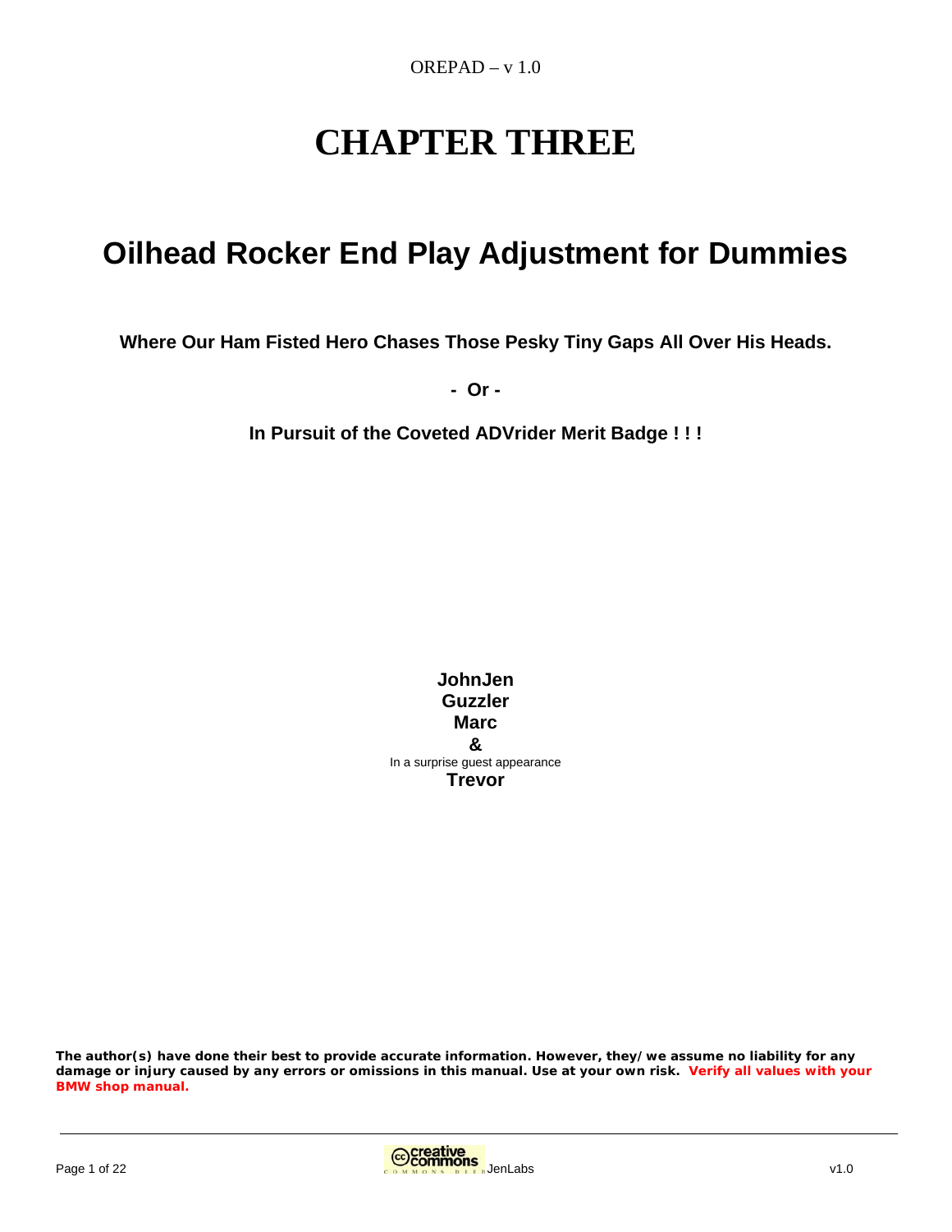# CHAPTER THREE

## Oilhead Rocker End Play Adjustment for Dummies

**Where Our Ham Fisted Hero Chases Those Pesky Tiny Gaps All Over His Heads.**

**- Or -**

**In Pursuit of the Coveted ADVrider Merit Badge ! ! !**

**JohnJen**
**Guzzler**
**Marc**
**&**
In a surprise guest appearance
**Trevor**

**The author(s) have done their best to provide accurate information. However, they/we assume no liability for any damage or injury caused by any errors or omissions in this manual. Use at your own risk. Verify all values with your BMW shop manual.**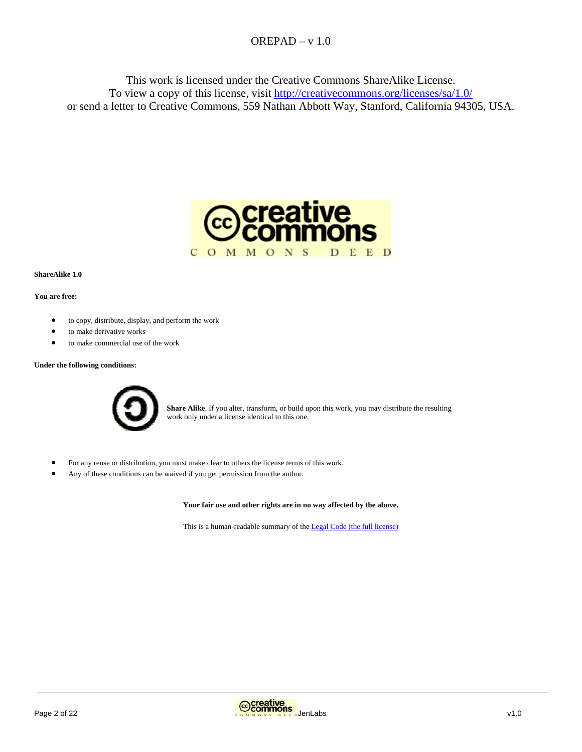OREPAD – v 1.0

This work is licensed under the Creative Commons ShareAlike License.
To view a copy of this license, visit http://creativecommons.org/licenses/sa/1.0/
or send a letter to Creative Commons, 559 Nathan Abbott Way, Stanford, California 94305, USA.

**ShareAlike 1.0**

**You are free:**

- to copy, distribute, display, and perform the work
- to make derivative works
- to make commercial use of the work

**Under the following conditions:**

**Share Alike**. If you alter, transform, or build upon this work, you may distribute the resulting work only under a license identical to this one.

- For any reuse or distribution, you must make clear to others the license terms of this work.
- Any of these conditions can be waived if you get permission from the author.

**Your fair use and other rights are in no way affected by the above.**

This is a human-readable summary of the Legal Code (the full license)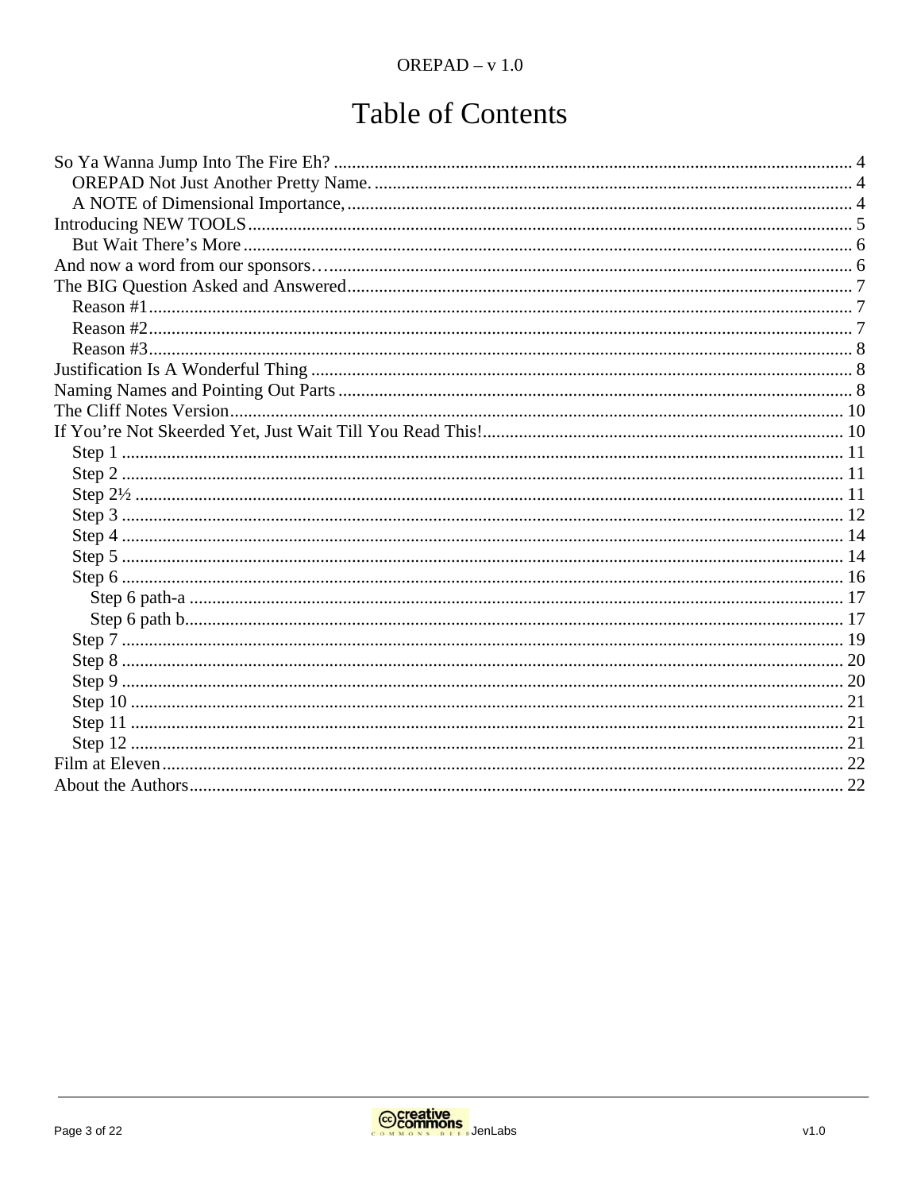# Table of Contents

- So Ya Wanna Jump Into The Fire Eh? .... 4
  - OREPAD Not Just Another Pretty Name. .... 4
  - A NOTE of Dimensional Importance, .... 4
- Introducing NEW TOOLS .... 5
  - But Wait There's More .... 6
- And now a word from our sponsors… .... 6
- The BIG Question Asked and Answered .... 7
  - Reason #1 .... 7
  - Reason #2 .... 7
  - Reason #3 .... 8
- Justification Is A Wonderful Thing .... 8
- Naming Names and Pointing Out Parts .... 8
- The Cliff Notes Version .... 10
- If You're Not Skeerded Yet, Just Wait Till You Read This! .... 10
  - Step 1 .... 11
  - Step 2 .... 11
  - Step 2½ .... 11
  - Step 3 .... 12
  - Step 4 .... 14
  - Step 5 .... 14
  - Step 6 .... 16
    - Step 6 path-a .... 17
    - Step 6 path b .... 17
  - Step 7 .... 19
  - Step 8 .... 20
  - Step 9 .... 20
  - Step 10 .... 21
  - Step 11 .... 21
  - Step 12 .... 21
- Film at Eleven .... 22
- About the Authors .... 22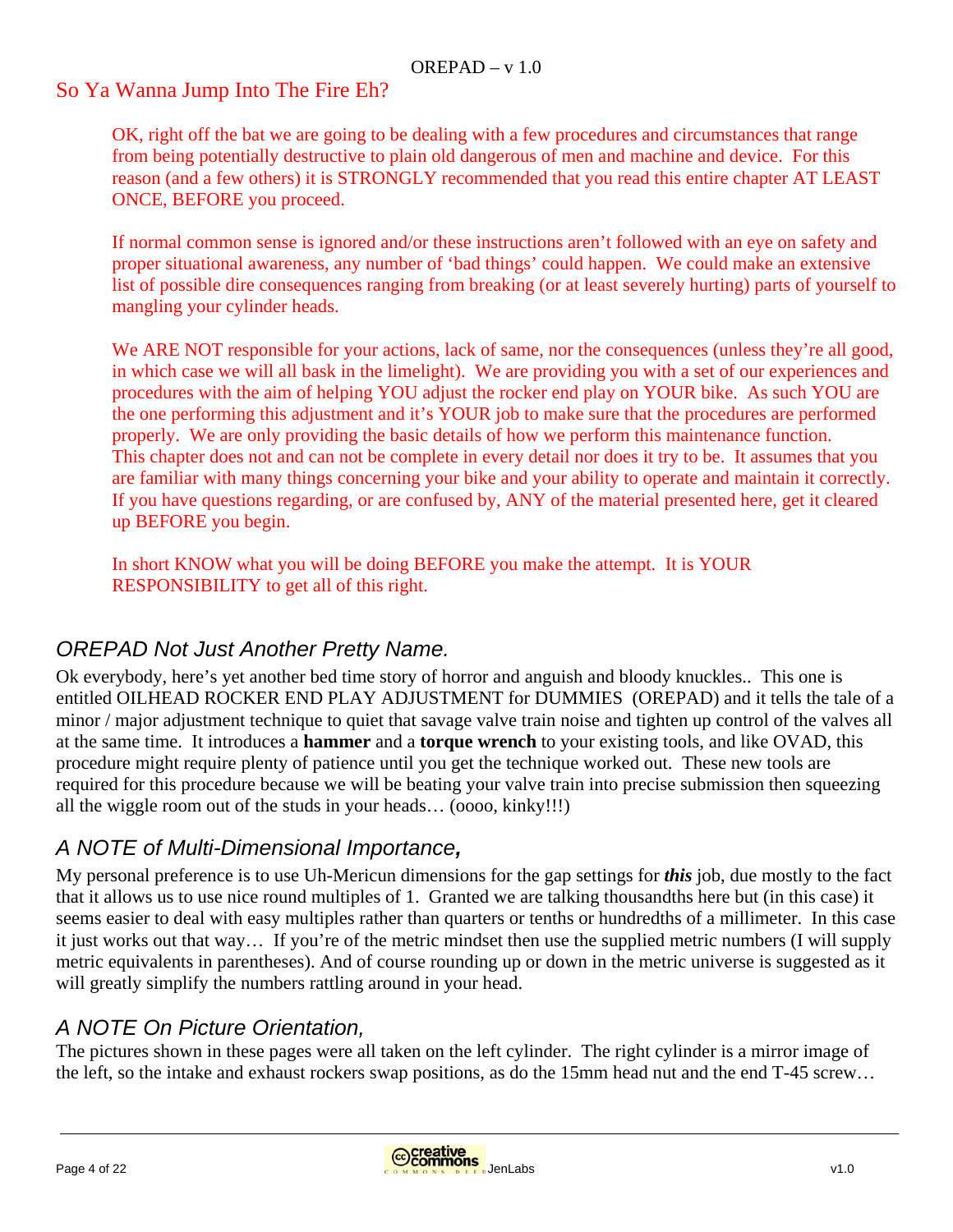OREPAD – v 1.0

## So Ya Wanna Jump Into The Fire Eh?

OK, right off the bat we are going to be dealing with a few procedures and circumstances that range from being potentially destructive to plain old dangerous of men and machine and device. For this reason (and a few others) it is STRONGLY recommended that you read this entire chapter AT LEAST ONCE, BEFORE you proceed.

If normal common sense is ignored and/or these instructions aren't followed with an eye on safety and proper situational awareness, any number of 'bad things' could happen. We could make an extensive list of possible dire consequences ranging from breaking (or at least severely hurting) parts of yourself to mangling your cylinder heads.

We ARE NOT responsible for your actions, lack of same, nor the consequences (unless they're all good, in which case we will all bask in the limelight). We are providing you with a set of our experiences and procedures with the aim of helping YOU adjust the rocker end play on YOUR bike. As such YOU are the one performing this adjustment and it's YOUR job to make sure that the procedures are performed properly. We are only providing the basic details of how we perform this maintenance function. This chapter does not and can not be complete in every detail nor does it try to be. It assumes that you are familiar with many things concerning your bike and your ability to operate and maintain it correctly. If you have questions regarding, or are confused by, ANY of the material presented here, get it cleared up BEFORE you begin.

In short KNOW what you will be doing BEFORE you make the attempt. It is YOUR RESPONSIBILITY to get all of this right.

### *OREPAD Not Just Another Pretty Name.*

Ok everybody, here's yet another bed time story of horror and anguish and bloody knuckles.. This one is entitled OILHEAD ROCKER END PLAY ADJUSTMENT for DUMMIES (OREPAD) and it tells the tale of a minor / major adjustment technique to quiet that savage valve train noise and tighten up control of the valves all at the same time. It introduces a **hammer** and a **torque wrench** to your existing tools, and like OVAD, this procedure might require plenty of patience until you get the technique worked out. These new tools are required for this procedure because we will be beating your valve train into precise submission then squeezing all the wiggle room out of the studs in your heads… (oooo, kinky!!!)

### *A NOTE of Multi-Dimensional Importance,*

My personal preference is to use Uh-Mericun dimensions for the gap settings for ***this*** job, due mostly to the fact that it allows us to use nice round multiples of 1. Granted we are talking thousandths here but (in this case) it seems easier to deal with easy multiples rather than quarters or tenths or hundredths of a millimeter. In this case it just works out that way… If you're of the metric mindset then use the supplied metric numbers (I will supply metric equivalents in parentheses). And of course rounding up or down in the metric universe is suggested as it will greatly simplify the numbers rattling around in your head.

### *A NOTE On Picture Orientation,*

The pictures shown in these pages were all taken on the left cylinder. The right cylinder is a mirror image of the left, so the intake and exhaust rockers swap positions, as do the 15mm head nut and the end T-45 screw…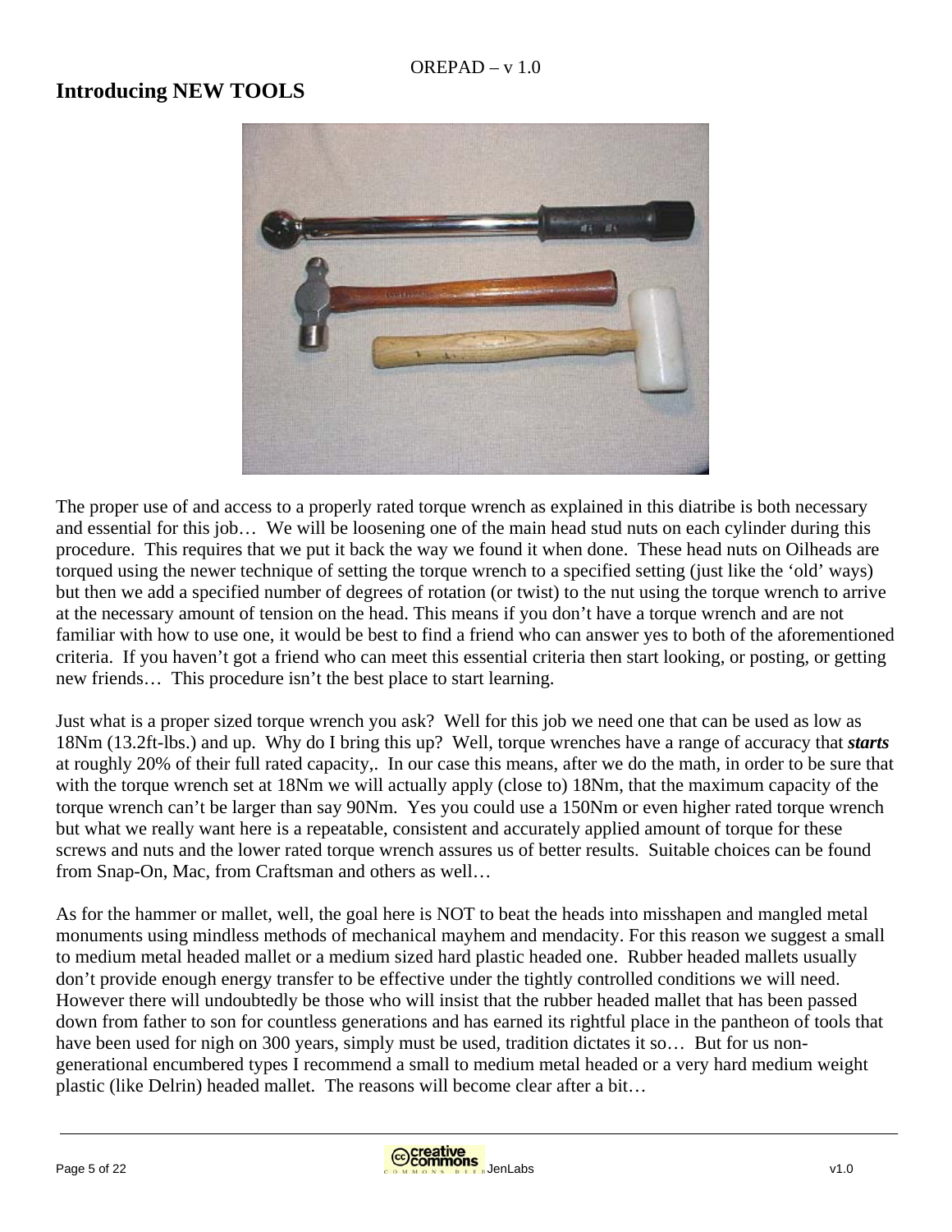## Introducing NEW TOOLS

The proper use of and access to a properly rated torque wrench as explained in this diatribe is both necessary and essential for this job… We will be loosening one of the main head stud nuts on each cylinder during this procedure. This requires that we put it back the way we found it when done. These head nuts on Oilheads are torqued using the newer technique of setting the torque wrench to a specified setting (just like the 'old' ways) but then we add a specified number of degrees of rotation (or twist) to the nut using the torque wrench to arrive at the necessary amount of tension on the head. This means if you don't have a torque wrench and are not familiar with how to use one, it would be best to find a friend who can answer yes to both of the aforementioned criteria. If you haven't got a friend who can meet this essential criteria then start looking, or posting, or getting new friends… This procedure isn't the best place to start learning.

Just what is a proper sized torque wrench you ask? Well for this job we need one that can be used as low as 18Nm (13.2ft-lbs.) and up. Why do I bring this up? Well, torque wrenches have a range of accuracy that ***starts*** at roughly 20% of their full rated capacity,. In our case this means, after we do the math, in order to be sure that with the torque wrench set at 18Nm we will actually apply (close to) 18Nm, that the maximum capacity of the torque wrench can't be larger than say 90Nm. Yes you could use a 150Nm or even higher rated torque wrench but what we really want here is a repeatable, consistent and accurately applied amount of torque for these screws and nuts and the lower rated torque wrench assures us of better results. Suitable choices can be found from Snap-On, Mac, from Craftsman and others as well…

As for the hammer or mallet, well, the goal here is NOT to beat the heads into misshapen and mangled metal monuments using mindless methods of mechanical mayhem and mendacity. For this reason we suggest a small to medium metal headed mallet or a medium sized hard plastic headed one. Rubber headed mallets usually don't provide enough energy transfer to be effective under the tightly controlled conditions we will need. However there will undoubtedly be those who will insist that the rubber headed mallet that has been passed down from father to son for countless generations and has earned its rightful place in the pantheon of tools that have been used for nigh on 300 years, simply must be used, tradition dictates it so… But for us non-generational encumbered types I recommend a small to medium metal headed or a very hard medium weight plastic (like Delrin) headed mallet. The reasons will become clear after a bit…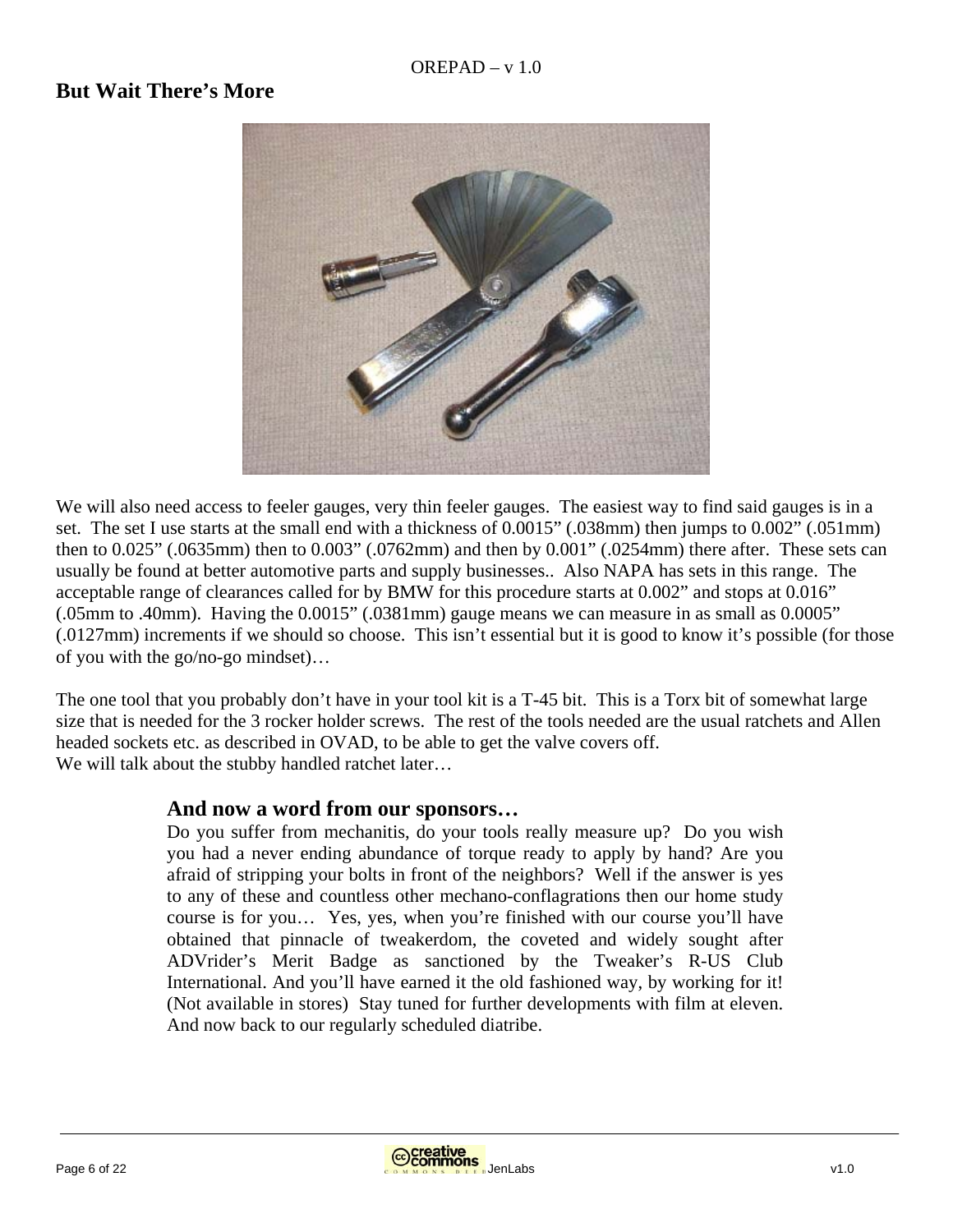## But Wait There's More

We will also need access to feeler gauges, very thin feeler gauges. The easiest way to find said gauges is in a set. The set I use starts at the small end with a thickness of 0.0015" (.038mm) then jumps to 0.002" (.051mm) then to 0.025" (.0635mm) then to 0.003" (.0762mm) and then by 0.001" (.0254mm) there after. These sets can usually be found at better automotive parts and supply businesses.. Also NAPA has sets in this range. The acceptable range of clearances called for by BMW for this procedure starts at 0.002" and stops at 0.016" (.05mm to .40mm). Having the 0.0015" (.0381mm) gauge means we can measure in as small as 0.0005" (.0127mm) increments if we should so choose. This isn't essential but it is good to know it's possible (for those of you with the go/no-go mindset)…

The one tool that you probably don't have in your tool kit is a T-45 bit. This is a Torx bit of somewhat large size that is needed for the 3 rocker holder screws. The rest of the tools needed are the usual ratchets and Allen headed sockets etc. as described in OVAD, to be able to get the valve covers off.
We will talk about the stubby handled ratchet later…

### And now a word from our sponsors…

Do you suffer from mechanitis, do your tools really measure up? Do you wish you had a never ending abundance of torque ready to apply by hand? Are you afraid of stripping your bolts in front of the neighbors? Well if the answer is yes to any of these and countless other mechano-conflagrations then our home study course is for you… Yes, yes, when you're finished with our course you'll have obtained that pinnacle of tweakerdom, the coveted and widely sought after ADVrider's Merit Badge as sanctioned by the Tweaker's R-US Club International. And you'll have earned it the old fashioned way, by working for it! (Not available in stores) Stay tuned for further developments with film at eleven. And now back to our regularly scheduled diatribe.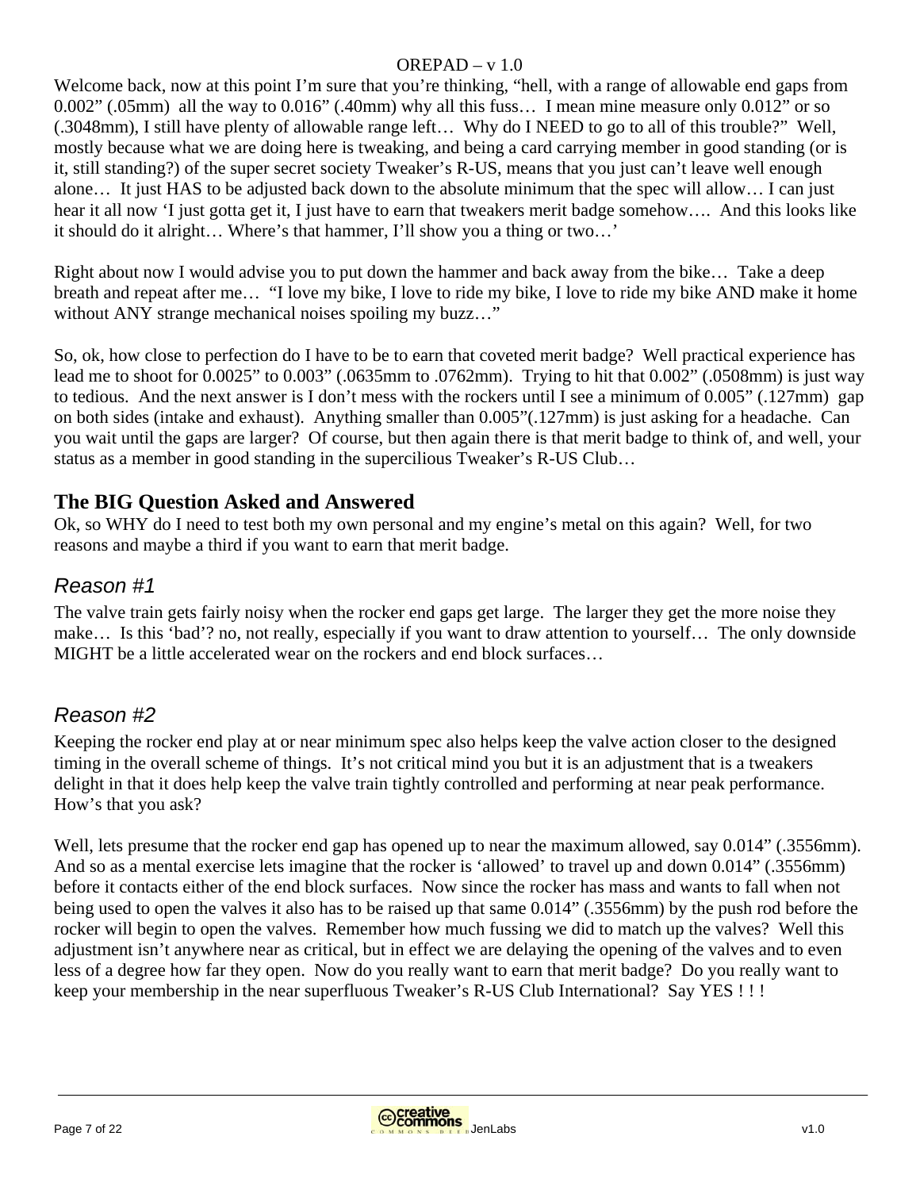Welcome back, now at this point I'm sure that you're thinking, "hell, with a range of allowable end gaps from 0.002" (.05mm) all the way to 0.016" (.40mm) why all this fuss… I mean mine measure only 0.012" or so (.3048mm), I still have plenty of allowable range left… Why do I NEED to go to all of this trouble?" Well, mostly because what we are doing here is tweaking, and being a card carrying member in good standing (or is it, still standing?) of the super secret society Tweaker's R-US, means that you just can't leave well enough alone… It just HAS to be adjusted back down to the absolute minimum that the spec will allow… I can just hear it all now 'I just gotta get it, I just have to earn that tweakers merit badge somehow…. And this looks like it should do it alright… Where's that hammer, I'll show you a thing or two…'

Right about now I would advise you to put down the hammer and back away from the bike… Take a deep breath and repeat after me… "I love my bike, I love to ride my bike, I love to ride my bike AND make it home without ANY strange mechanical noises spoiling my buzz…"

So, ok, how close to perfection do I have to be to earn that coveted merit badge? Well practical experience has lead me to shoot for 0.0025" to 0.003" (.0635mm to .0762mm). Trying to hit that 0.002" (.0508mm) is just way to tedious. And the next answer is I don't mess with the rockers until I see a minimum of 0.005" (.127mm) gap on both sides (intake and exhaust). Anything smaller than 0.005"(.127mm) is just asking for a headache. Can you wait until the gaps are larger? Of course, but then again there is that merit badge to think of, and well, your status as a member in good standing in the supercilious Tweaker's R-US Club…

## The BIG Question Asked and Answered

Ok, so WHY do I need to test both my own personal and my engine's metal on this again? Well, for two reasons and maybe a third if you want to earn that merit badge.

### *Reason #1*

The valve train gets fairly noisy when the rocker end gaps get large. The larger they get the more noise they make… Is this 'bad'? no, not really, especially if you want to draw attention to yourself… The only downside MIGHT be a little accelerated wear on the rockers and end block surfaces…

### *Reason #2*

Keeping the rocker end play at or near minimum spec also helps keep the valve action closer to the designed timing in the overall scheme of things. It's not critical mind you but it is an adjustment that is a tweakers delight in that it does help keep the valve train tightly controlled and performing at near peak performance. How's that you ask?

Well, lets presume that the rocker end gap has opened up to near the maximum allowed, say 0.014" (.3556mm). And so as a mental exercise lets imagine that the rocker is 'allowed' to travel up and down 0.014" (.3556mm) before it contacts either of the end block surfaces. Now since the rocker has mass and wants to fall when not being used to open the valves it also has to be raised up that same 0.014" (.3556mm) by the push rod before the rocker will begin to open the valves. Remember how much fussing we did to match up the valves? Well this adjustment isn't anywhere near as critical, but in effect we are delaying the opening of the valves and to even less of a degree how far they open. Now do you really want to earn that merit badge? Do you really want to keep your membership in the near superfluous Tweaker's R-US Club International? Say YES ! ! !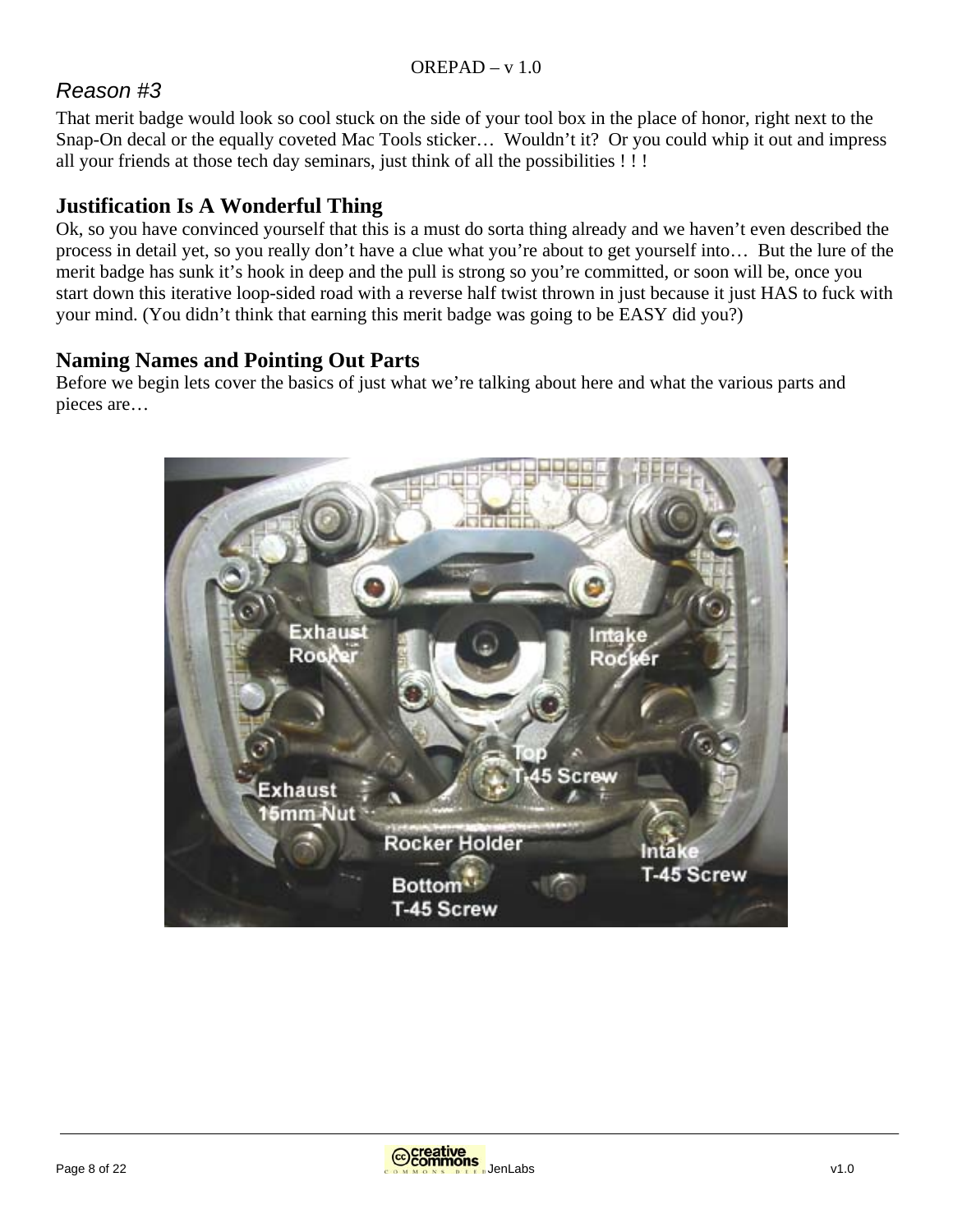*Reason #3*

That merit badge would look so cool stuck on the side of your tool box in the place of honor, right next to the Snap-On decal or the equally coveted Mac Tools sticker… Wouldn't it? Or you could whip it out and impress all your friends at those tech day seminars, just think of all the possibilities ! ! !

## Justification Is A Wonderful Thing

Ok, so you have convinced yourself that this is a must do sorta thing already and we haven't even described the process in detail yet, so you really don't have a clue what you're about to get yourself into… But the lure of the merit badge has sunk it's hook in deep and the pull is strong so you're committed, or soon will be, once you start down this iterative loop-sided road with a reverse half twist thrown in just because it just HAS to fuck with your mind. (You didn't think that earning this merit badge was going to be EASY did you?)

## Naming Names and Pointing Out Parts

Before we begin lets cover the basics of just what we're talking about here and what the various parts and pieces are…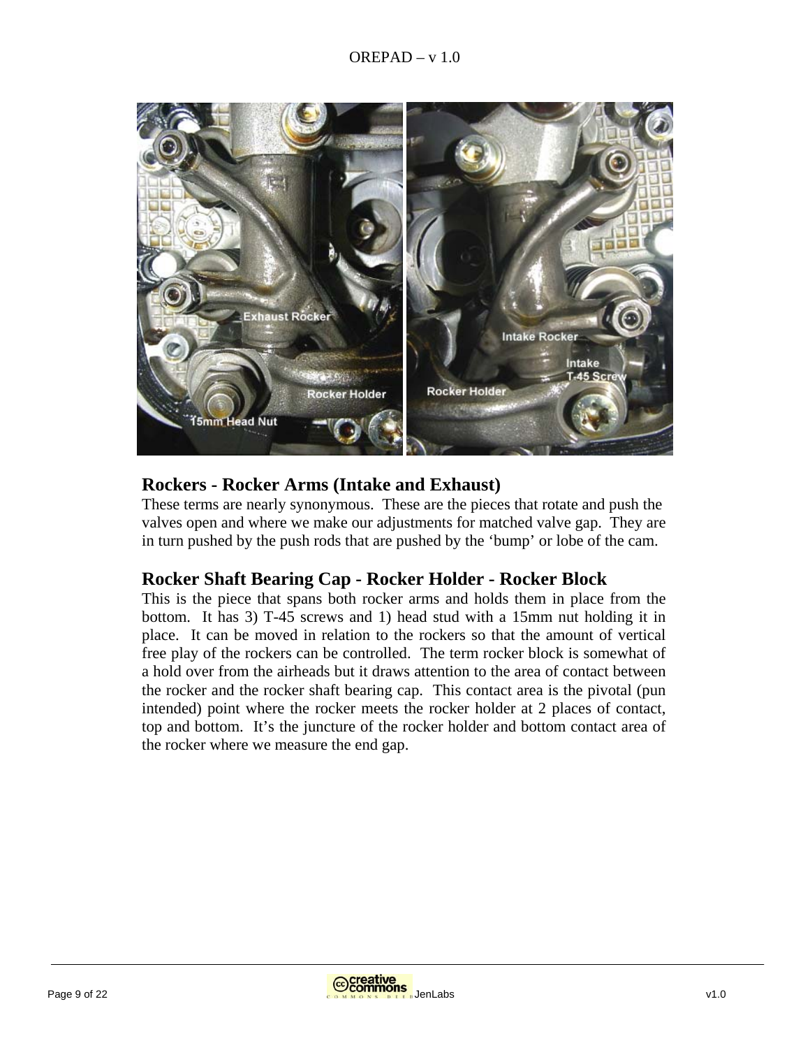## Rockers - Rocker Arms (Intake and Exhaust)

These terms are nearly synonymous. These are the pieces that rotate and push the valves open and where we make our adjustments for matched valve gap. They are in turn pushed by the push rods that are pushed by the 'bump' or lobe of the cam.

## Rocker Shaft Bearing Cap - Rocker Holder - Rocker Block

This is the piece that spans both rocker arms and holds them in place from the bottom. It has 3) T-45 screws and 1) head stud with a 15mm nut holding it in place. It can be moved in relation to the rockers so that the amount of vertical free play of the rockers can be controlled. The term rocker block is somewhat of a hold over from the airheads but it draws attention to the area of contact between the rocker and the rocker shaft bearing cap. This contact area is the pivotal (pun intended) point where the rocker meets the rocker holder at 2 places of contact, top and bottom. It's the juncture of the rocker holder and bottom contact area of the rocker where we measure the end gap.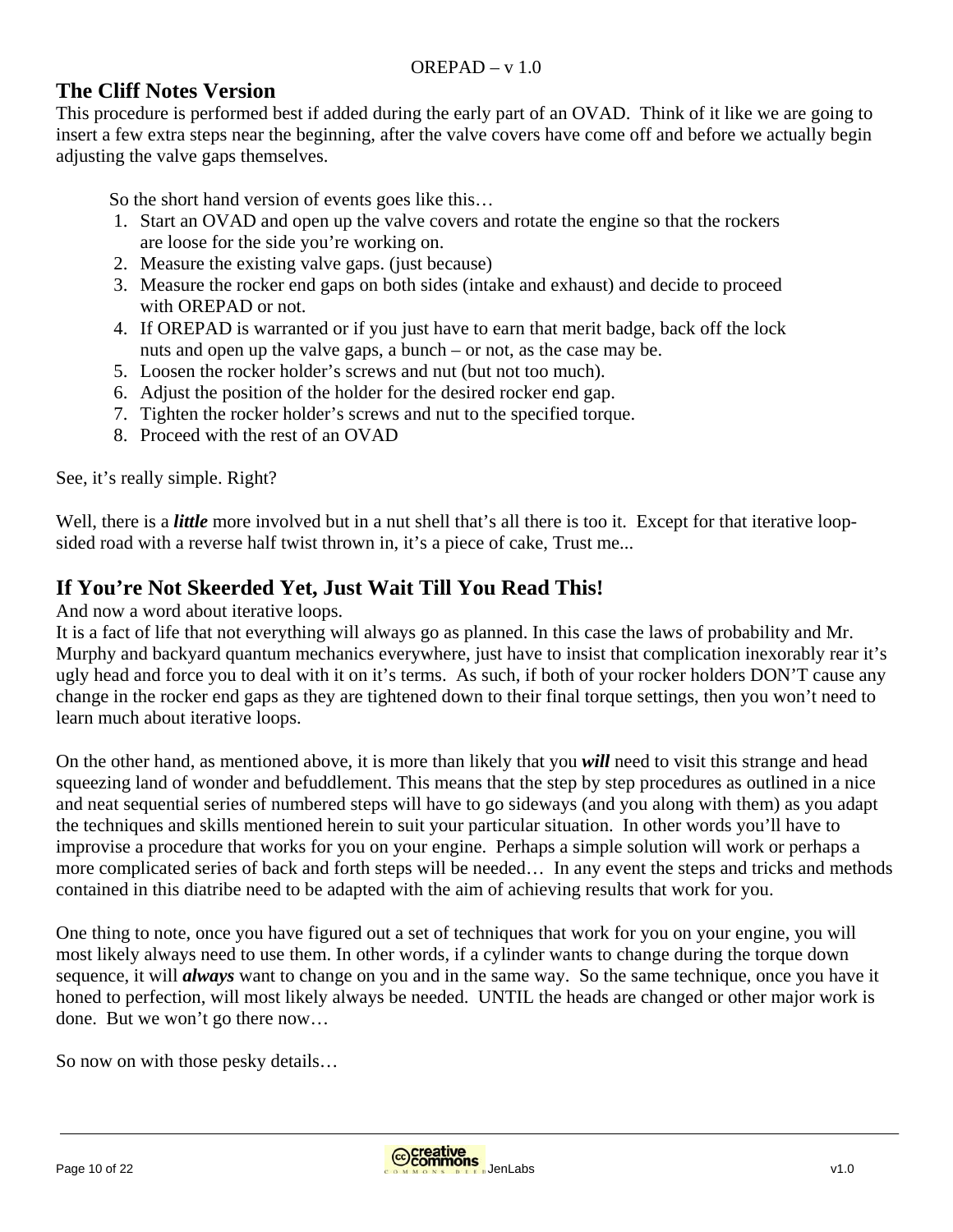## The Cliff Notes Version

This procedure is performed best if added during the early part of an OVAD. Think of it like we are going to insert a few extra steps near the beginning, after the valve covers have come off and before we actually begin adjusting the valve gaps themselves.

So the short hand version of events goes like this…

1. Start an OVAD and open up the valve covers and rotate the engine so that the rockers are loose for the side you're working on.
2. Measure the existing valve gaps. (just because)
3. Measure the rocker end gaps on both sides (intake and exhaust) and decide to proceed with OREPAD or not.
4. If OREPAD is warranted or if you just have to earn that merit badge, back off the lock nuts and open up the valve gaps, a bunch – or not, as the case may be.
5. Loosen the rocker holder's screws and nut (but not too much).
6. Adjust the position of the holder for the desired rocker end gap.
7. Tighten the rocker holder's screws and nut to the specified torque.
8. Proceed with the rest of an OVAD

See, it's really simple. Right?

Well, there is a ***little*** more involved but in a nut shell that's all there is too it. Except for that iterative loop-sided road with a reverse half twist thrown in, it's a piece of cake, Trust me...

## If You're Not Skeerded Yet, Just Wait Till You Read This!

And now a word about iterative loops.

It is a fact of life that not everything will always go as planned. In this case the laws of probability and Mr. Murphy and backyard quantum mechanics everywhere, just have to insist that complication inexorably rear it's ugly head and force you to deal with it on it's terms. As such, if both of your rocker holders DON'T cause any change in the rocker end gaps as they are tightened down to their final torque settings, then you won't need to learn much about iterative loops.

On the other hand, as mentioned above, it is more than likely that you ***will*** need to visit this strange and head squeezing land of wonder and befuddlement. This means that the step by step procedures as outlined in a nice and neat sequential series of numbered steps will have to go sideways (and you along with them) as you adapt the techniques and skills mentioned herein to suit your particular situation. In other words you'll have to improvise a procedure that works for you on your engine. Perhaps a simple solution will work or perhaps a more complicated series of back and forth steps will be needed… In any event the steps and tricks and methods contained in this diatribe need to be adapted with the aim of achieving results that work for you.

One thing to note, once you have figured out a set of techniques that work for you on your engine, you will most likely always need to use them. In other words, if a cylinder wants to change during the torque down sequence, it will ***always*** want to change on you and in the same way. So the same technique, once you have it honed to perfection, will most likely always be needed. UNTIL the heads are changed or other major work is done. But we won't go there now…

So now on with those pesky details…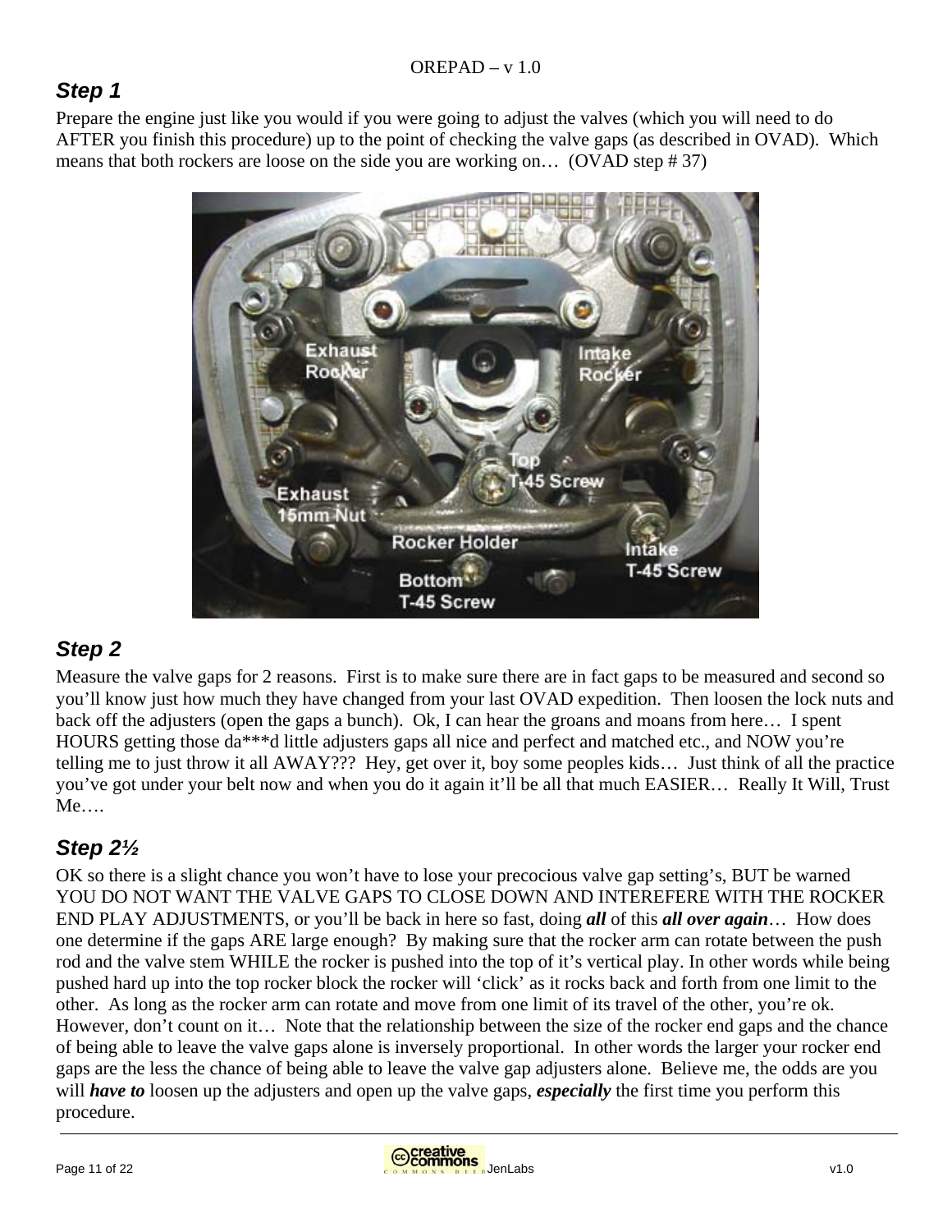## Step 1

Prepare the engine just like you would if you were going to adjust the valves (which you will need to do AFTER you finish this procedure) up to the point of checking the valve gaps (as described in OVAD). Which means that both rockers are loose on the side you are working on… (OVAD step # 37)

## Step 2

Measure the valve gaps for 2 reasons. First is to make sure there are in fact gaps to be measured and second so you'll know just how much they have changed from your last OVAD expedition. Then loosen the lock nuts and back off the adjusters (open the gaps a bunch). Ok, I can hear the groans and moans from here… I spent HOURS getting those da***d little adjusters gaps all nice and perfect and matched etc., and NOW you're telling me to just throw it all AWAY??? Hey, get over it, boy some peoples kids… Just think of all the practice you've got under your belt now and when you do it again it'll be all that much EASIER… Really It Will, Trust Me….

## Step 2½

OK so there is a slight chance you won't have to lose your precocious valve gap setting's, BUT be warned YOU DO NOT WANT THE VALVE GAPS TO CLOSE DOWN AND INTEREFERE WITH THE ROCKER END PLAY ADJUSTMENTS, or you'll be back in here so fast, doing ***all*** of this ***all over again***… How does one determine if the gaps ARE large enough? By making sure that the rocker arm can rotate between the push rod and the valve stem WHILE the rocker is pushed into the top of it's vertical play. In other words while being pushed hard up into the top rocker block the rocker will 'click' as it rocks back and forth from one limit to the other. As long as the rocker arm can rotate and move from one limit of its travel of the other, you're ok. However, don't count on it… Note that the relationship between the size of the rocker end gaps and the chance of being able to leave the valve gaps alone is inversely proportional. In other words the larger your rocker end gaps are the less the chance of being able to leave the valve gap adjusters alone. Believe me, the odds are you will ***have to*** loosen up the adjusters and open up the valve gaps, ***especially*** the first time you perform this procedure.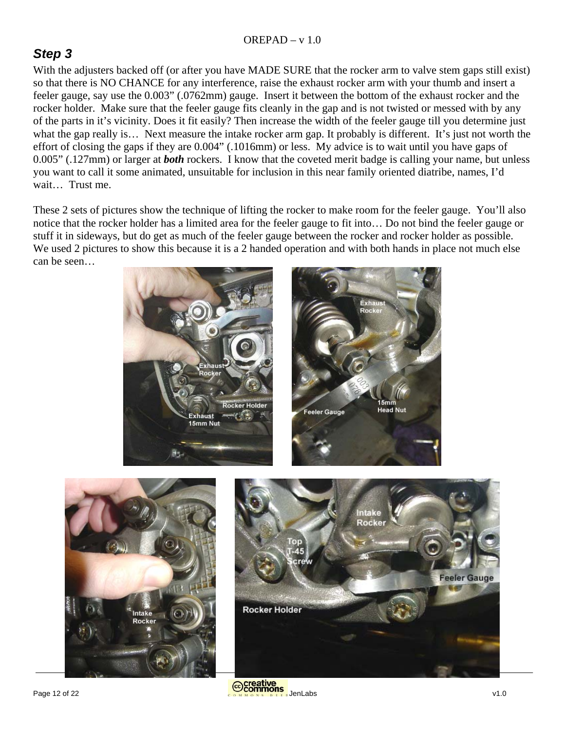## Step 3

With the adjusters backed off (or after you have MADE SURE that the rocker arm to valve stem gaps still exist) so that there is NO CHANCE for any interference, raise the exhaust rocker arm with your thumb and insert a feeler gauge, say use the 0.003" (.0762mm) gauge. Insert it between the bottom of the exhaust rocker and the rocker holder. Make sure that the feeler gauge fits cleanly in the gap and is not twisted or messed with by any of the parts in it's vicinity. Does it fit easily? Then increase the width of the feeler gauge till you determine just what the gap really is… Next measure the intake rocker arm gap. It probably is different. It's just not worth the effort of closing the gaps if they are 0.004" (.1016mm) or less. My advice is to wait until you have gaps of 0.005" (.127mm) or larger at ***both*** rockers. I know that the coveted merit badge is calling your name, but unless you want to call it some animated, unsuitable for inclusion in this near family oriented diatribe, names, I'd wait… Trust me.

These 2 sets of pictures show the technique of lifting the rocker to make room for the feeler gauge. You'll also notice that the rocker holder has a limited area for the feeler gauge to fit into… Do not bind the feeler gauge or stuff it in sideways, but do get as much of the feeler gauge between the rocker and rocker holder as possible. We used 2 pictures to show this because it is a 2 handed operation and with both hands in place not much else can be seen…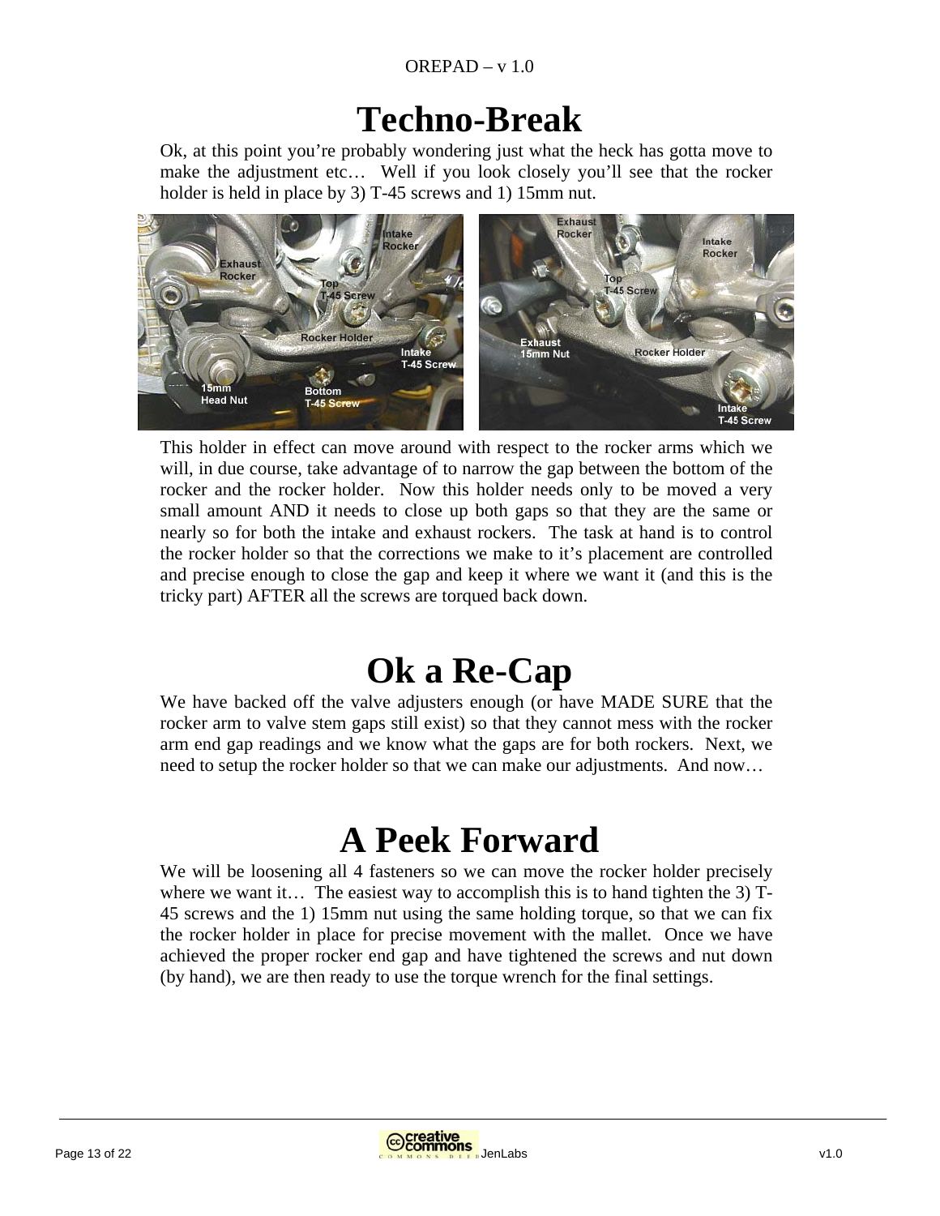# Techno-Break

Ok, at this point you're probably wondering just what the heck has gotta move to make the adjustment etc… Well if you look closely you'll see that the rocker holder is held in place by 3) T-45 screws and 1) 15mm nut.

This holder in effect can move around with respect to the rocker arms which we will, in due course, take advantage of to narrow the gap between the bottom of the rocker and the rocker holder. Now this holder needs only to be moved a very small amount AND it needs to close up both gaps so that they are the same or nearly so for both the intake and exhaust rockers. The task at hand is to control the rocker holder so that the corrections we make to it's placement are controlled and precise enough to close the gap and keep it where we want it (and this is the tricky part) AFTER all the screws are torqued back down.

# Ok a Re-Cap

We have backed off the valve adjusters enough (or have MADE SURE that the rocker arm to valve stem gaps still exist) so that they cannot mess with the rocker arm end gap readings and we know what the gaps are for both rockers. Next, we need to setup the rocker holder so that we can make our adjustments. And now…

# A Peek Forward

We will be loosening all 4 fasteners so we can move the rocker holder precisely where we want it… The easiest way to accomplish this is to hand tighten the 3) T-45 screws and the 1) 15mm nut using the same holding torque, so that we can fix the rocker holder in place for precise movement with the mallet. Once we have achieved the proper rocker end gap and have tightened the screws and nut down (by hand), we are then ready to use the torque wrench for the final settings.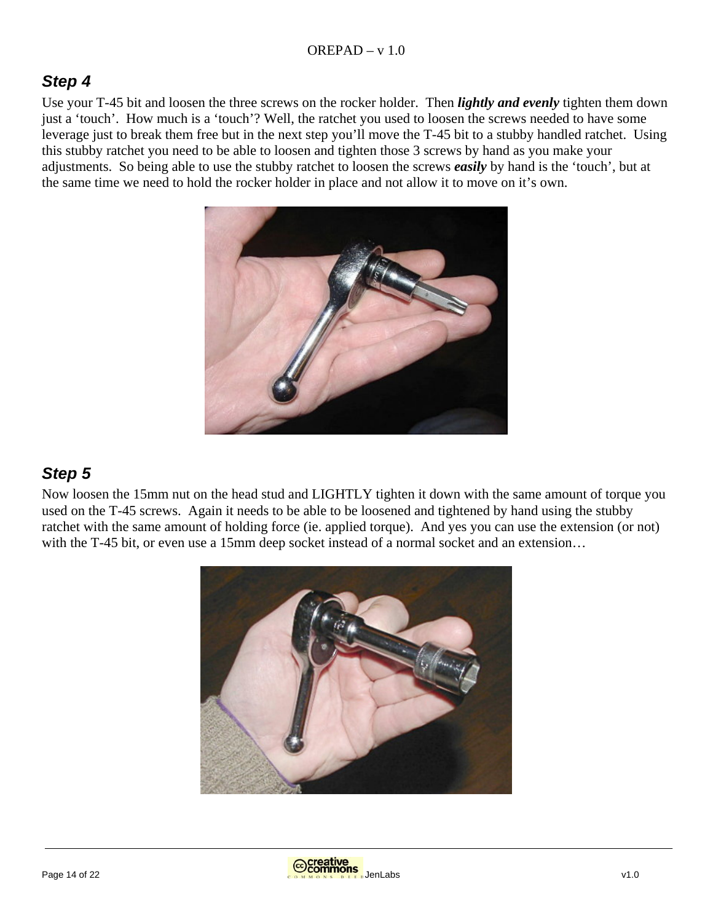## *Step 4*

Use your T-45 bit and loosen the three screws on the rocker holder. Then ***lightly and evenly*** tighten them down just a 'touch'. How much is a 'touch'? Well, the ratchet you used to loosen the screws needed to have some leverage just to break them free but in the next step you'll move the T-45 bit to a stubby handled ratchet. Using this stubby ratchet you need to be able to loosen and tighten those 3 screws by hand as you make your adjustments. So being able to use the stubby ratchet to loosen the screws ***easily*** by hand is the 'touch', but at the same time we need to hold the rocker holder in place and not allow it to move on it's own.

## *Step 5*

Now loosen the 15mm nut on the head stud and LIGHTLY tighten it down with the same amount of torque you used on the T-45 screws. Again it needs to be able to be loosened and tightened by hand using the stubby ratchet with the same amount of holding force (ie. applied torque). And yes you can use the extension (or not) with the T-45 bit, or even use a 15mm deep socket instead of a normal socket and an extension…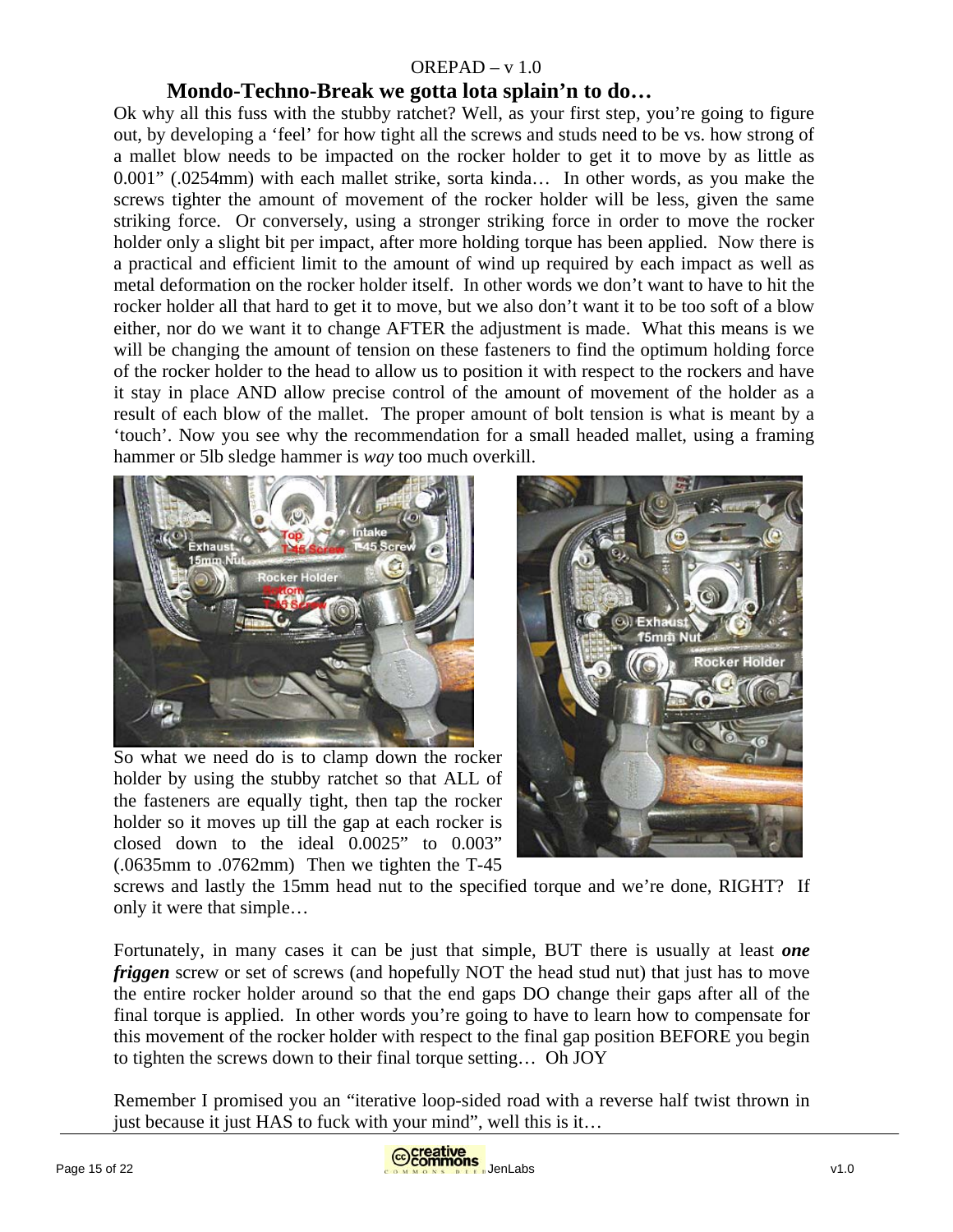## Mondo-Techno-Break we gotta lota splain'n to do…

Ok why all this fuss with the stubby ratchet? Well, as your first step, you're going to figure out, by developing a 'feel' for how tight all the screws and studs need to be vs. how strong of a mallet blow needs to be impacted on the rocker holder to get it to move by as little as 0.001" (.0254mm) with each mallet strike, sorta kinda… In other words, as you make the screws tighter the amount of movement of the rocker holder will be less, given the same striking force. Or conversely, using a stronger striking force in order to move the rocker holder only a slight bit per impact, after more holding torque has been applied. Now there is a practical and efficient limit to the amount of wind up required by each impact as well as metal deformation on the rocker holder itself. In other words we don't want to have to hit the rocker holder all that hard to get it to move, but we also don't want it to be too soft of a blow either, nor do we want it to change AFTER the adjustment is made. What this means is we will be changing the amount of tension on these fasteners to find the optimum holding force of the rocker holder to the head to allow us to position it with respect to the rockers and have it stay in place AND allow precise control of the amount of movement of the holder as a result of each blow of the mallet. The proper amount of bolt tension is what is meant by a 'touch'. Now you see why the recommendation for a small headed mallet, using a framing hammer or 5lb sledge hammer is *way* too much overkill.

So what we need do is to clamp down the rocker holder by using the stubby ratchet so that ALL of the fasteners are equally tight, then tap the rocker holder so it moves up till the gap at each rocker is closed down to the ideal 0.0025" to 0.003" (.0635mm to .0762mm) Then we tighten the T-45 screws and lastly the 15mm head nut to the specified torque and we're done, RIGHT? If only it were that simple…

Fortunately, in many cases it can be just that simple, BUT there is usually at least ***one friggen*** screw or set of screws (and hopefully NOT the head stud nut) that just has to move the entire rocker holder around so that the end gaps DO change their gaps after all of the final torque is applied. In other words you're going to have to learn how to compensate for this movement of the rocker holder with respect to the final gap position BEFORE you begin to tighten the screws down to their final torque setting… Oh JOY

Remember I promised you an "iterative loop-sided road with a reverse half twist thrown in just because it just HAS to fuck with your mind", well this is it…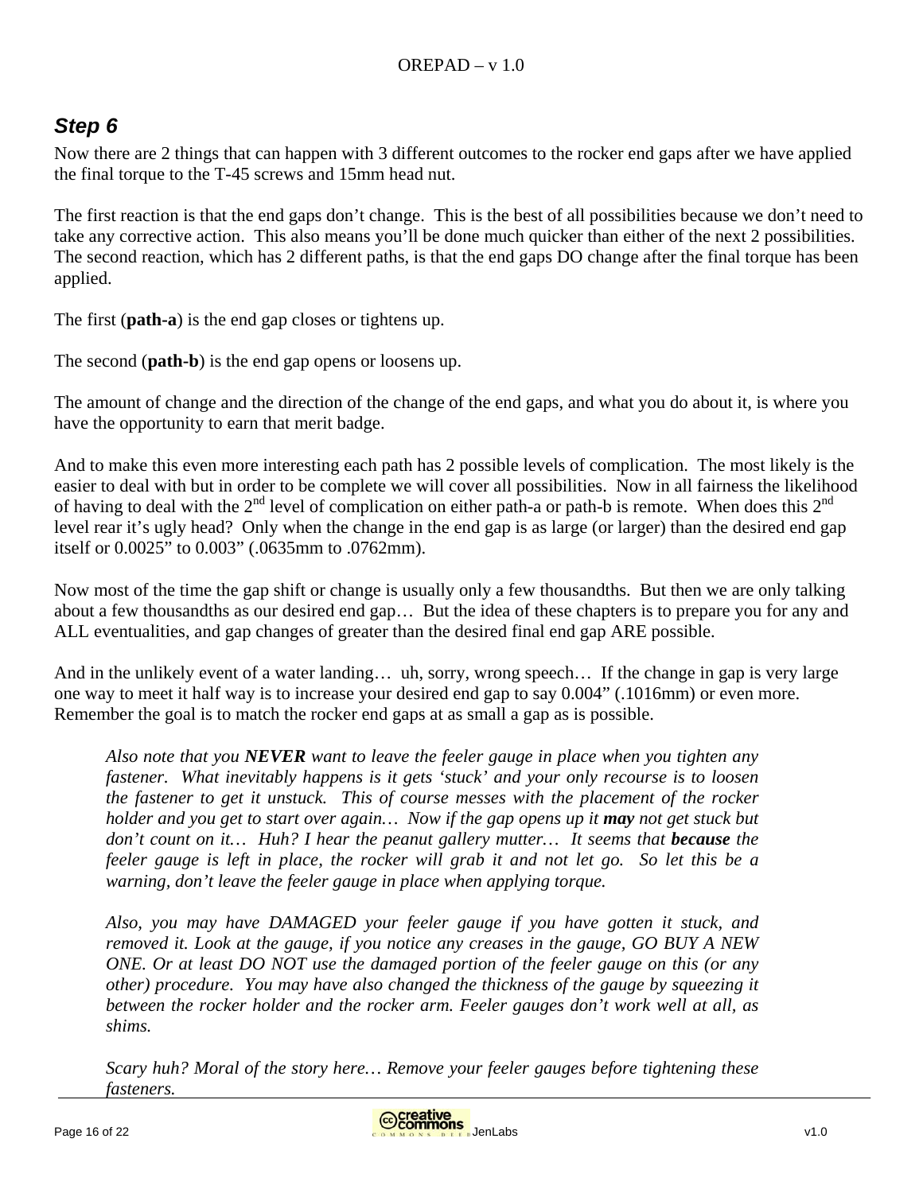## *Step 6*

Now there are 2 things that can happen with 3 different outcomes to the rocker end gaps after we have applied the final torque to the T-45 screws and 15mm head nut.

The first reaction is that the end gaps don't change. This is the best of all possibilities because we don't need to take any corrective action. This also means you'll be done much quicker than either of the next 2 possibilities. The second reaction, which has 2 different paths, is that the end gaps DO change after the final torque has been applied.

The first (**path-a**) is the end gap closes or tightens up.

The second (**path-b**) is the end gap opens or loosens up.

The amount of change and the direction of the change of the end gaps, and what you do about it, is where you have the opportunity to earn that merit badge.

And to make this even more interesting each path has 2 possible levels of complication. The most likely is the easier to deal with but in order to be complete we will cover all possibilities. Now in all fairness the likelihood of having to deal with the 2nd level of complication on either path-a or path-b is remote. When does this 2nd level rear it's ugly head? Only when the change in the end gap is as large (or larger) than the desired end gap itself or 0.0025" to 0.003" (.0635mm to .0762mm).

Now most of the time the gap shift or change is usually only a few thousandths. But then we are only talking about a few thousandths as our desired end gap… But the idea of these chapters is to prepare you for any and ALL eventualities, and gap changes of greater than the desired final end gap ARE possible.

And in the unlikely event of a water landing… uh, sorry, wrong speech… If the change in gap is very large one way to meet it half way is to increase your desired end gap to say 0.004" (.1016mm) or even more. Remember the goal is to match the rocker end gaps at as small a gap as is possible.

> *Also note that you **NEVER** want to leave the feeler gauge in place when you tighten any fastener. What inevitably happens is it gets 'stuck' and your only recourse is to loosen the fastener to get it unstuck. This of course messes with the placement of the rocker holder and you get to start over again… Now if the gap opens up it **may** not get stuck but don't count on it… Huh? I hear the peanut gallery mutter… It seems that **because** the feeler gauge is left in place, the rocker will grab it and not let go. So let this be a warning, don't leave the feeler gauge in place when applying torque.*
>
> *Also, you may have DAMAGED your feeler gauge if you have gotten it stuck, and removed it. Look at the gauge, if you notice any creases in the gauge, GO BUY A NEW ONE. Or at least DO NOT use the damaged portion of the feeler gauge on this (or any other) procedure. You may have also changed the thickness of the gauge by squeezing it between the rocker holder and the rocker arm. Feeler gauges don't work well at all, as shims.*
>
> *Scary huh? Moral of the story here… Remove your feeler gauges before tightening these fasteners.*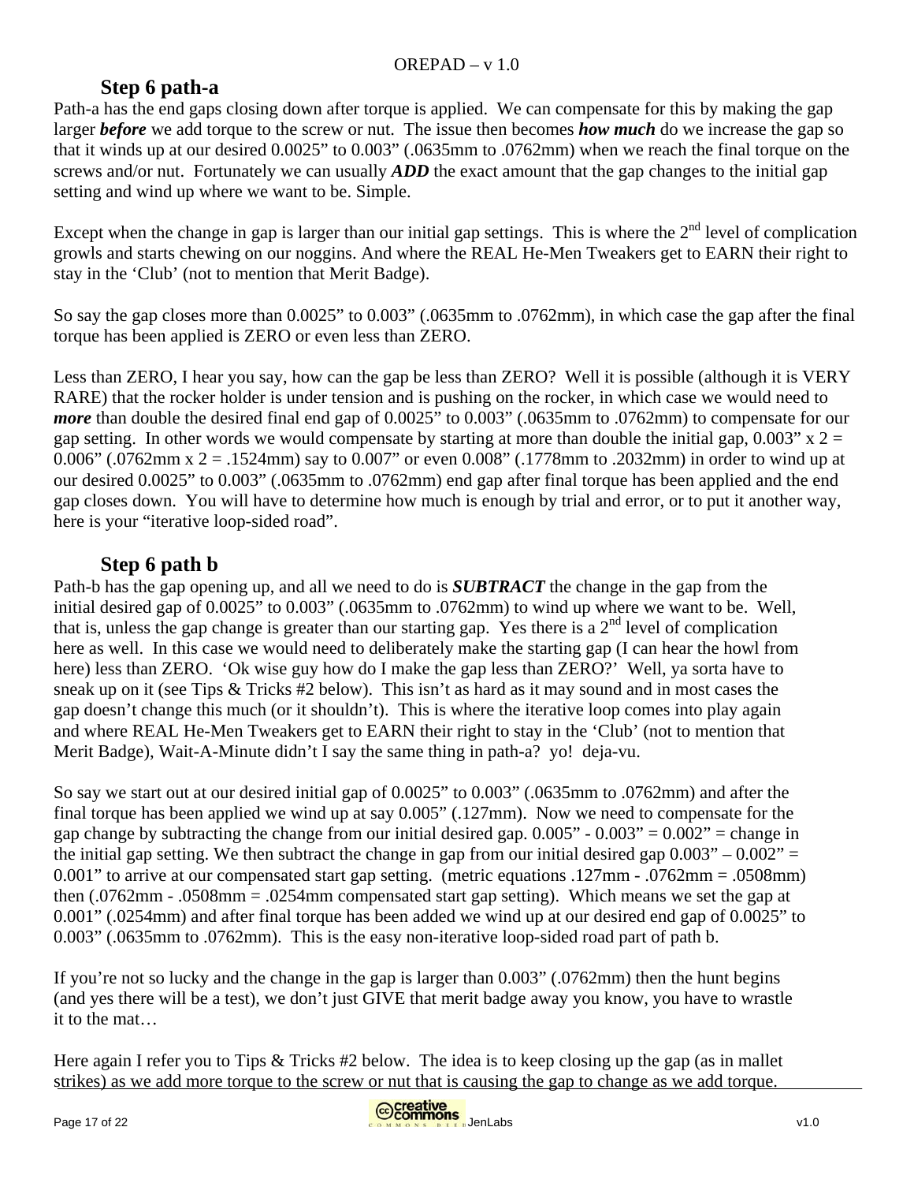## Step 6 path-a

Path-a has the end gaps closing down after torque is applied. We can compensate for this by making the gap larger ***before*** we add torque to the screw or nut. The issue then becomes ***how much*** do we increase the gap so that it winds up at our desired 0.0025" to 0.003" (.0635mm to .0762mm) when we reach the final torque on the screws and/or nut. Fortunately we can usually ***ADD*** the exact amount that the gap changes to the initial gap setting and wind up where we want to be. Simple.

Except when the change in gap is larger than our initial gap settings. This is where the 2nd level of complication growls and starts chewing on our noggins. And where the REAL He-Men Tweakers get to EARN their right to stay in the 'Club' (not to mention that Merit Badge).

So say the gap closes more than 0.0025" to 0.003" (.0635mm to .0762mm), in which case the gap after the final torque has been applied is ZERO or even less than ZERO.

Less than ZERO, I hear you say, how can the gap be less than ZERO? Well it is possible (although it is VERY RARE) that the rocker holder is under tension and is pushing on the rocker, in which case we would need to ***more*** than double the desired final end gap of 0.0025" to 0.003" (.0635mm to .0762mm) to compensate for our gap setting. In other words we would compensate by starting at more than double the initial gap, 0.003" x 2 = 0.006" (.0762mm x 2 = .1524mm) say to 0.007" or even 0.008" (.1778mm to .2032mm) in order to wind up at our desired 0.0025" to 0.003" (.0635mm to .0762mm) end gap after final torque has been applied and the end gap closes down. You will have to determine how much is enough by trial and error, or to put it another way, here is your "iterative loop-sided road".

## Step 6 path b

Path-b has the gap opening up, and all we need to do is ***SUBTRACT*** the change in the gap from the initial desired gap of 0.0025" to 0.003" (.0635mm to .0762mm) to wind up where we want to be. Well, that is, unless the gap change is greater than our starting gap. Yes there is a 2nd level of complication here as well. In this case we would need to deliberately make the starting gap (I can hear the howl from here) less than ZERO. 'Ok wise guy how do I make the gap less than ZERO?' Well, ya sorta have to sneak up on it (see Tips & Tricks #2 below). This isn't as hard as it may sound and in most cases the gap doesn't change this much (or it shouldn't). This is where the iterative loop comes into play again and where REAL He-Men Tweakers get to EARN their right to stay in the 'Club' (not to mention that Merit Badge), Wait-A-Minute didn't I say the same thing in path-a? yo! deja-vu.

So say we start out at our desired initial gap of 0.0025" to 0.003" (.0635mm to .0762mm) and after the final torque has been applied we wind up at say 0.005" (.127mm). Now we need to compensate for the gap change by subtracting the change from our initial desired gap. 0.005" - 0.003" = 0.002" = change in the initial gap setting. We then subtract the change in gap from our initial desired gap 0.003" – 0.002" = 0.001" to arrive at our compensated start gap setting. (metric equations .127mm - .0762mm = .0508mm) then (.0762mm - .0508mm = .0254mm compensated start gap setting). Which means we set the gap at 0.001" (.0254mm) and after final torque has been added we wind up at our desired end gap of 0.0025" to 0.003" (.0635mm to .0762mm). This is the easy non-iterative loop-sided road part of path b.

If you're not so lucky and the change in the gap is larger than 0.003" (.0762mm) then the hunt begins (and yes there will be a test), we don't just GIVE that merit badge away you know, you have to wrastle it to the mat…

Here again I refer you to Tips & Tricks #2 below. The idea is to keep closing up the gap (as in mallet strikes) as we add more torque to the screw or nut that is causing the gap to change as we add torque.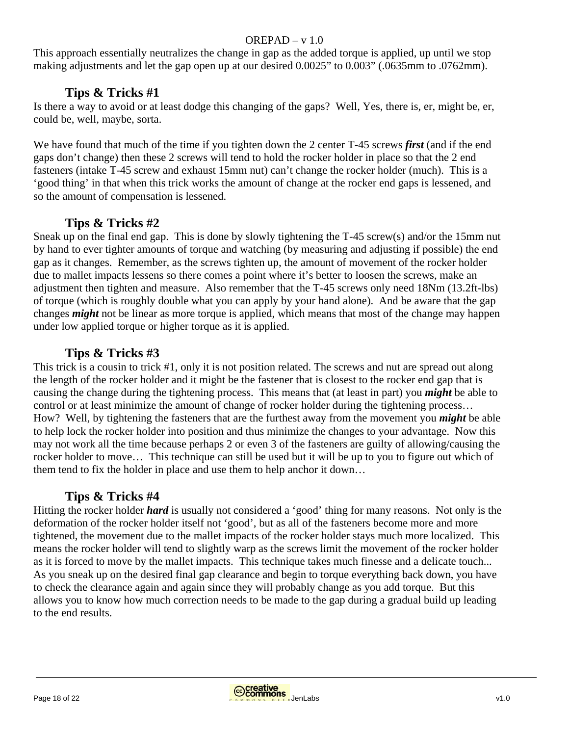This approach essentially neutralizes the change in gap as the added torque is applied, up until we stop making adjustments and let the gap open up at our desired 0.0025" to 0.003" (.0635mm to .0762mm).

### Tips & Tricks #1

Is there a way to avoid or at least dodge this changing of the gaps? Well, Yes, there is, er, might be, er, could be, well, maybe, sorta.

We have found that much of the time if you tighten down the 2 center T-45 screws ***first*** (and if the end gaps don't change) then these 2 screws will tend to hold the rocker holder in place so that the 2 end fasteners (intake T-45 screw and exhaust 15mm nut) can't change the rocker holder (much). This is a 'good thing' in that when this trick works the amount of change at the rocker end gaps is lessened, and so the amount of compensation is lessened.

### Tips & Tricks #2

Sneak up on the final end gap. This is done by slowly tightening the T-45 screw(s) and/or the 15mm nut by hand to ever tighter amounts of torque and watching (by measuring and adjusting if possible) the end gap as it changes. Remember, as the screws tighten up, the amount of movement of the rocker holder due to mallet impacts lessens so there comes a point where it's better to loosen the screws, make an adjustment then tighten and measure. Also remember that the T-45 screws only need 18Nm (13.2ft-lbs) of torque (which is roughly double what you can apply by your hand alone). And be aware that the gap changes ***might*** not be linear as more torque is applied, which means that most of the change may happen under low applied torque or higher torque as it is applied.

### Tips & Tricks #3

This trick is a cousin to trick #1, only it is not position related. The screws and nut are spread out along the length of the rocker holder and it might be the fastener that is closest to the rocker end gap that is causing the change during the tightening process. This means that (at least in part) you ***might*** be able to control or at least minimize the amount of change of rocker holder during the tightening process… How? Well, by tightening the fasteners that are the furthest away from the movement you ***might*** be able to help lock the rocker holder into position and thus minimize the changes to your advantage. Now this may not work all the time because perhaps 2 or even 3 of the fasteners are guilty of allowing/causing the rocker holder to move… This technique can still be used but it will be up to you to figure out which of them tend to fix the holder in place and use them to help anchor it down…

### Tips & Tricks #4

Hitting the rocker holder ***hard*** is usually not considered a 'good' thing for many reasons. Not only is the deformation of the rocker holder itself not 'good', but as all of the fasteners become more and more tightened, the movement due to the mallet impacts of the rocker holder stays much more localized. This means the rocker holder will tend to slightly warp as the screws limit the movement of the rocker holder as it is forced to move by the mallet impacts. This technique takes much finesse and a delicate touch... As you sneak up on the desired final gap clearance and begin to torque everything back down, you have to check the clearance again and again since they will probably change as you add torque. But this allows you to know how much correction needs to be made to the gap during a gradual build up leading to the end results.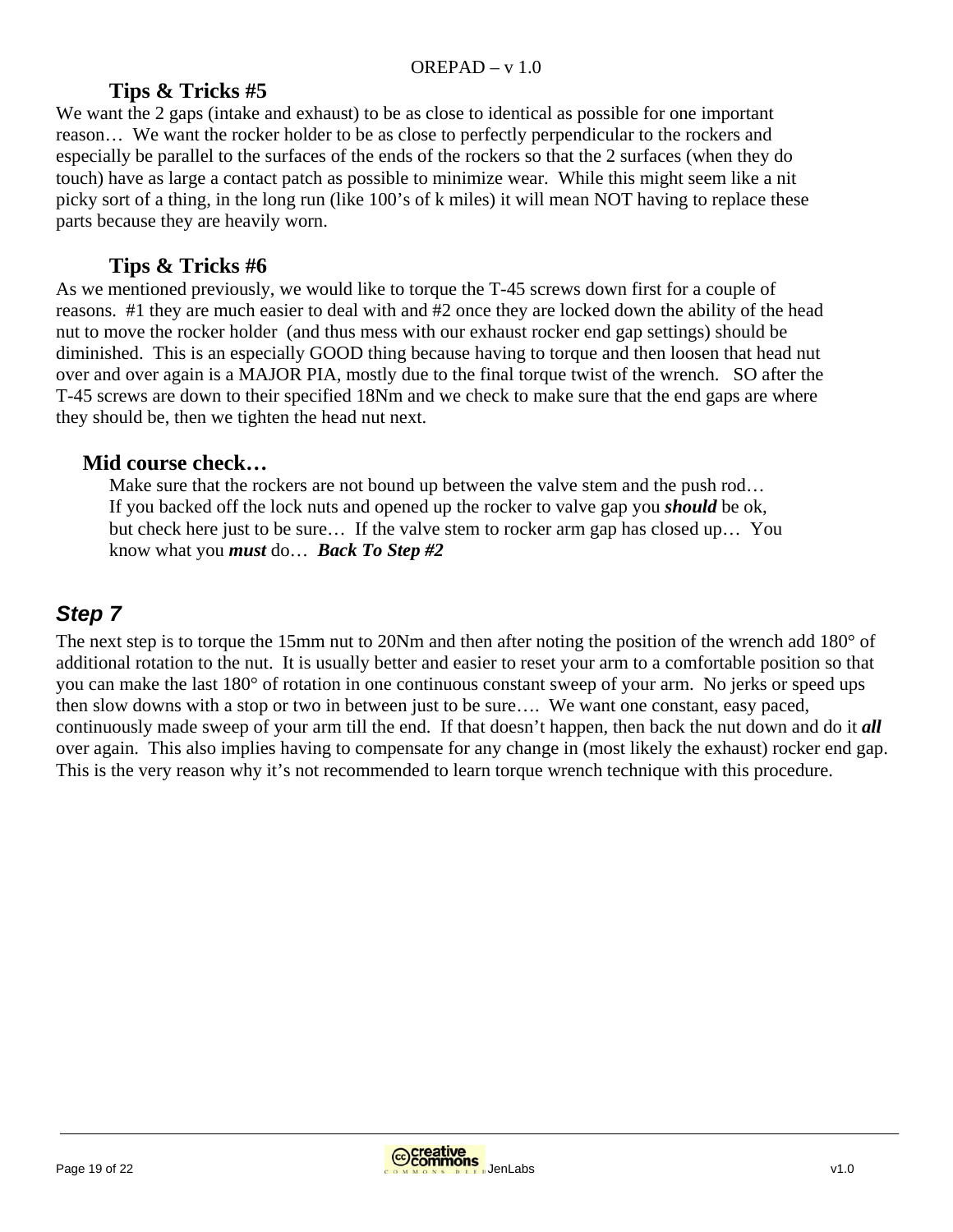### Tips & Tricks #5

We want the 2 gaps (intake and exhaust) to be as close to identical as possible for one important reason… We want the rocker holder to be as close to perfectly perpendicular to the rockers and especially be parallel to the surfaces of the ends of the rockers so that the 2 surfaces (when they do touch) have as large a contact patch as possible to minimize wear. While this might seem like a nit picky sort of a thing, in the long run (like 100's of k miles) it will mean NOT having to replace these parts because they are heavily worn.

### Tips & Tricks #6

As we mentioned previously, we would like to torque the T-45 screws down first for a couple of reasons. #1 they are much easier to deal with and #2 once they are locked down the ability of the head nut to move the rocker holder (and thus mess with our exhaust rocker end gap settings) should be diminished. This is an especially GOOD thing because having to torque and then loosen that head nut over and over again is a MAJOR PIA, mostly due to the final torque twist of the wrench. SO after the T-45 screws are down to their specified 18Nm and we check to make sure that the end gaps are where they should be, then we tighten the head nut next.

### Mid course check…

Make sure that the rockers are not bound up between the valve stem and the push rod… If you backed off the lock nuts and opened up the rocker to valve gap you ***should*** be ok, but check here just to be sure… If the valve stem to rocker arm gap has closed up… You know what you ***must*** do… ***Back To Step #2***

## *Step 7*

The next step is to torque the 15mm nut to 20Nm and then after noting the position of the wrench add 180° of additional rotation to the nut. It is usually better and easier to reset your arm to a comfortable position so that you can make the last 180° of rotation in one continuous constant sweep of your arm. No jerks or speed ups then slow downs with a stop or two in between just to be sure…. We want one constant, easy paced, continuously made sweep of your arm till the end. If that doesn't happen, then back the nut down and do it ***all*** over again. This also implies having to compensate for any change in (most likely the exhaust) rocker end gap. This is the very reason why it's not recommended to learn torque wrench technique with this procedure.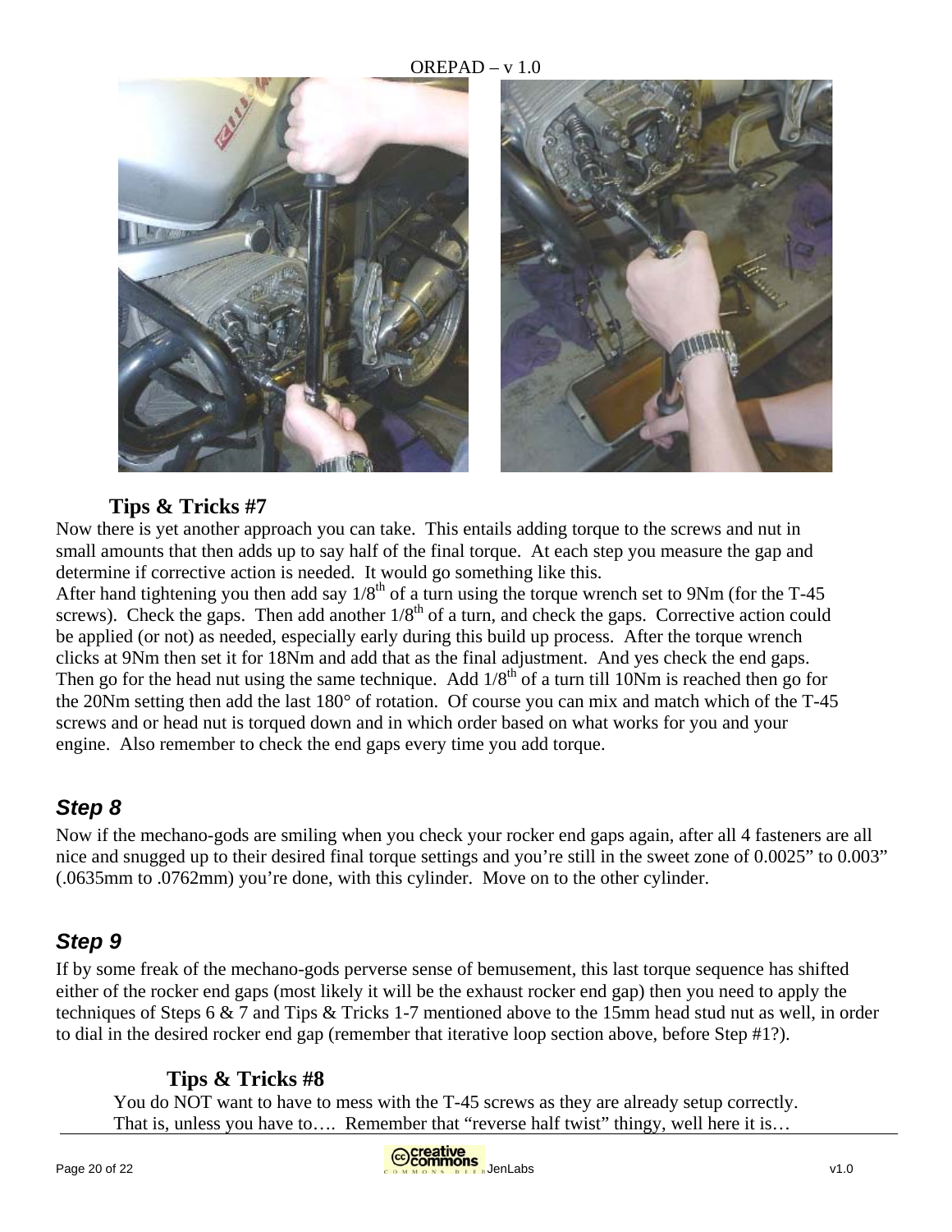### Tips & Tricks #7

Now there is yet another approach you can take. This entails adding torque to the screws and nut in small amounts that then adds up to say half of the final torque. At each step you measure the gap and determine if corrective action is needed. It would go something like this.
After hand tightening you then add say 1/8th of a turn using the torque wrench set to 9Nm (for the T-45 screws). Check the gaps. Then add another 1/8th of a turn, and check the gaps. Corrective action could be applied (or not) as needed, especially early during this build up process. After the torque wrench clicks at 9Nm then set it for 18Nm and add that as the final adjustment. And yes check the end gaps. Then go for the head nut using the same technique. Add 1/8th of a turn till 10Nm is reached then go for the 20Nm setting then add the last 180° of rotation. Of course you can mix and match which of the T-45 screws and or head nut is torqued down and in which order based on what works for you and your engine. Also remember to check the end gaps every time you add torque.

## *Step 8*

Now if the mechano-gods are smiling when you check your rocker end gaps again, after all 4 fasteners are all nice and snugged up to their desired final torque settings and you're still in the sweet zone of 0.0025" to 0.003" (.0635mm to .0762mm) you're done, with this cylinder. Move on to the other cylinder.

## *Step 9*

If by some freak of the mechano-gods perverse sense of bemusement, this last torque sequence has shifted either of the rocker end gaps (most likely it will be the exhaust rocker end gap) then you need to apply the techniques of Steps 6 & 7 and Tips & Tricks 1-7 mentioned above to the 15mm head stud nut as well, in order to dial in the desired rocker end gap (remember that iterative loop section above, before Step #1?).

### Tips & Tricks #8

You do NOT want to have to mess with the T-45 screws as they are already setup correctly. That is, unless you have to…. Remember that "reverse half twist" thingy, well here it is…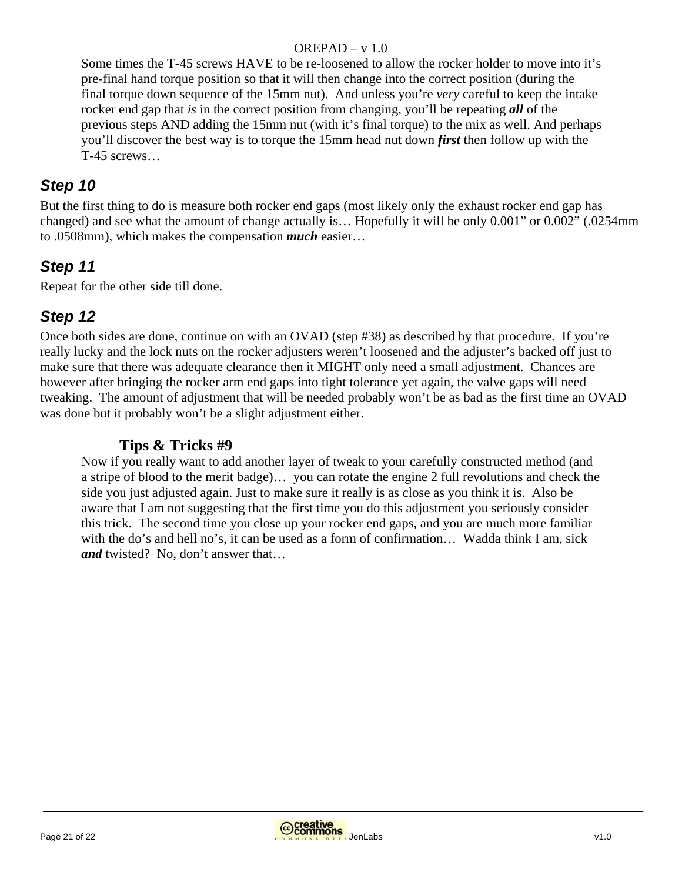Some times the T-45 screws HAVE to be re-loosened to allow the rocker holder to move into it's pre-final hand torque position so that it will then change into the correct position (during the final torque down sequence of the 15mm nut). And unless you're *very* careful to keep the intake rocker end gap that *is* in the correct position from changing, you'll be repeating ***all*** of the previous steps AND adding the 15mm nut (with it's final torque) to the mix as well. And perhaps you'll discover the best way is to torque the 15mm head nut down ***first*** then follow up with the T-45 screws…

## Step 10

But the first thing to do is measure both rocker end gaps (most likely only the exhaust rocker end gap has changed) and see what the amount of change actually is… Hopefully it will be only 0.001" or 0.002" (.0254mm to .0508mm), which makes the compensation ***much*** easier…

## Step 11

Repeat for the other side till done.

## Step 12

Once both sides are done, continue on with an OVAD (step #38) as described by that procedure. If you're really lucky and the lock nuts on the rocker adjusters weren't loosened and the adjuster's backed off just to make sure that there was adequate clearance then it MIGHT only need a small adjustment. Chances are however after bringing the rocker arm end gaps into tight tolerance yet again, the valve gaps will need tweaking. The amount of adjustment that will be needed probably won't be as bad as the first time an OVAD was done but it probably won't be a slight adjustment either.

### Tips & Tricks #9

Now if you really want to add another layer of tweak to your carefully constructed method (and a stripe of blood to the merit badge)… you can rotate the engine 2 full revolutions and check the side you just adjusted again. Just to make sure it really is as close as you think it is. Also be aware that I am not suggesting that the first time you do this adjustment you seriously consider this trick. The second time you close up your rocker end gaps, and you are much more familiar with the do's and hell no's, it can be used as a form of confirmation… Wadda think I am, sick ***and*** twisted? No, don't answer that…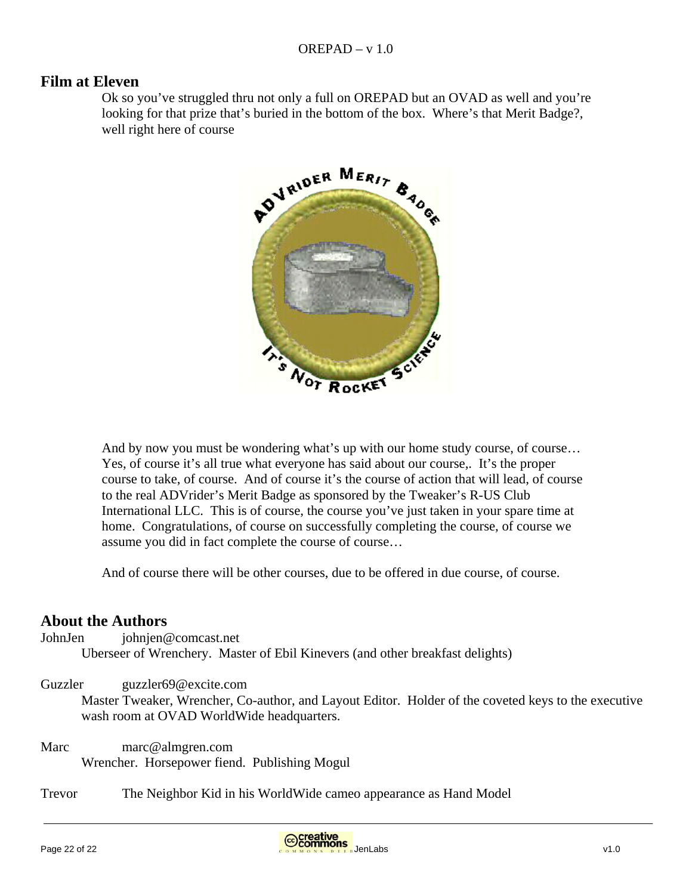## Film at Eleven

Ok so you've struggled thru not only a full on OREPAD but an OVAD as well and you're looking for that prize that's buried in the bottom of the box. Where's that Merit Badge?, well right here of course

ADVRIDER MERIT BADGE

IT'S NOT ROCKET SCIENCE

And by now you must be wondering what's up with our home study course, of course… Yes, of course it's all true what everyone has said about our course,. It's the proper course to take, of course. And of course it's the course of action that will lead, of course to the real ADVrider's Merit Badge as sponsored by the Tweaker's R-US Club International LLC. This is of course, the course you've just taken in your spare time at home. Congratulations, of course on successfully completing the course, of course we assume you did in fact complete the course of course…

And of course there will be other courses, due to be offered in due course, of course.

## About the Authors

JohnJen johnjen@comcast.net
Uberseer of Wrenchery. Master of Ebil Kinevers (and other breakfast delights)

Guzzler guzzler69@excite.com
Master Tweaker, Wrencher, Co-author, and Layout Editor. Holder of the coveted keys to the executive wash room at OVAD WorldWide headquarters.

Marc marc@almgren.com
Wrencher. Horsepower fiend. Publishing Mogul

Trevor The Neighbor Kid in his WorldWide cameo appearance as Hand Model